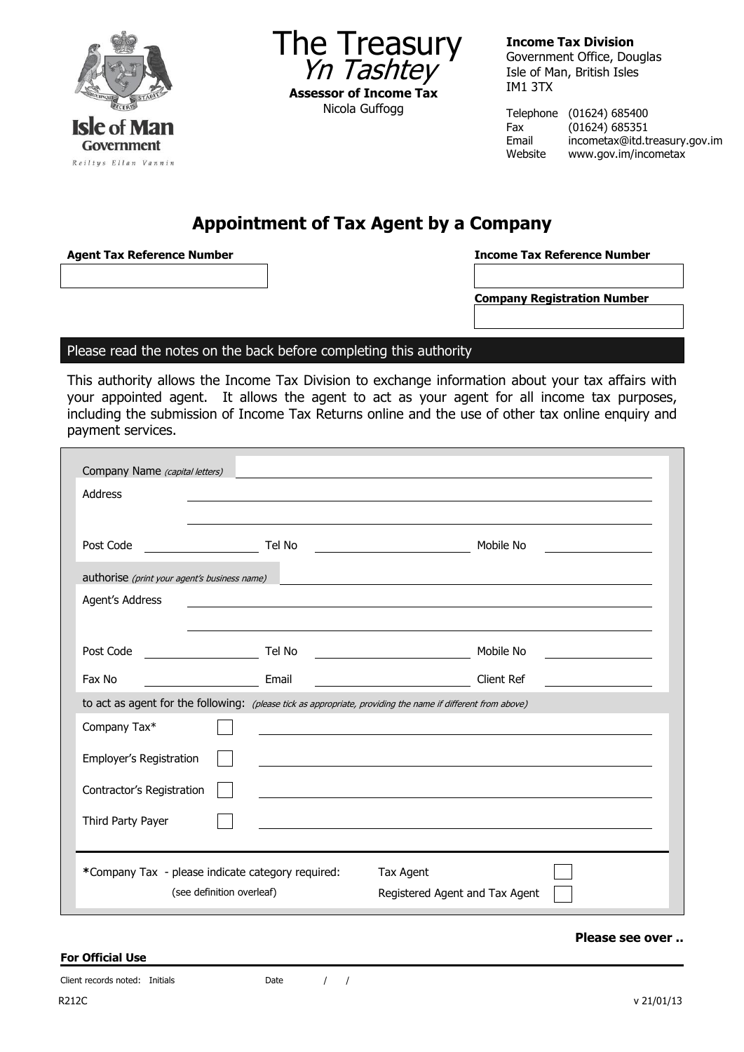Isle of Man Government

Reiltys Ellan Vannin

# The Treasury
*Yn Tashtey*

**Assessor of Income Tax**
Nicola Guffogg

**Income Tax Division**
Government Office, Douglas
Isle of Man, British Isles
IM1 3TX

Telephone (01624) 685400
Fax (01624) 685351
Email incometax@itd.treasury.gov.im
Website www.gov.im/incometax

## Appointment of Tax Agent by a Company

**Agent Tax Reference Number** ____________________

**Income Tax Reference Number** ____________________

**Company Registration Number** ____________________

Please read the notes on the back before completing this authority

This authority allows the Income Tax Division to exchange information about your tax affairs with your appointed agent. It allows the agent to act as your agent for all income tax purposes, including the submission of Income Tax Returns online and the use of other tax online enquiry and payment services.

Company Name *(capital letters)* ____________________

Address ____________________

____________________

Post Code __________ Tel No __________ Mobile No __________

authorise *(print your agent's business name)* ____________________

Agent's Address ____________________

____________________

Post Code __________ Tel No __________ Mobile No __________

Fax No __________ Email __________ Client Ref __________

to act as agent for the following: *(please tick as appropriate, providing the name if different from above)*

Company Tax* ☐ ____________________

Employer's Registration ☐ ____________________

Contractor's Registration ☐ ____________________

Third Party Payer ☐ ____________________

**\***Company Tax - please indicate category required: (see definition overleaf)

Tax Agent ☐

Registered Agent and Tax Agent ☐

**Please see over ..**

**For Official Use**

Client records noted: Initials          Date  /  /

R212C

v 21/01/13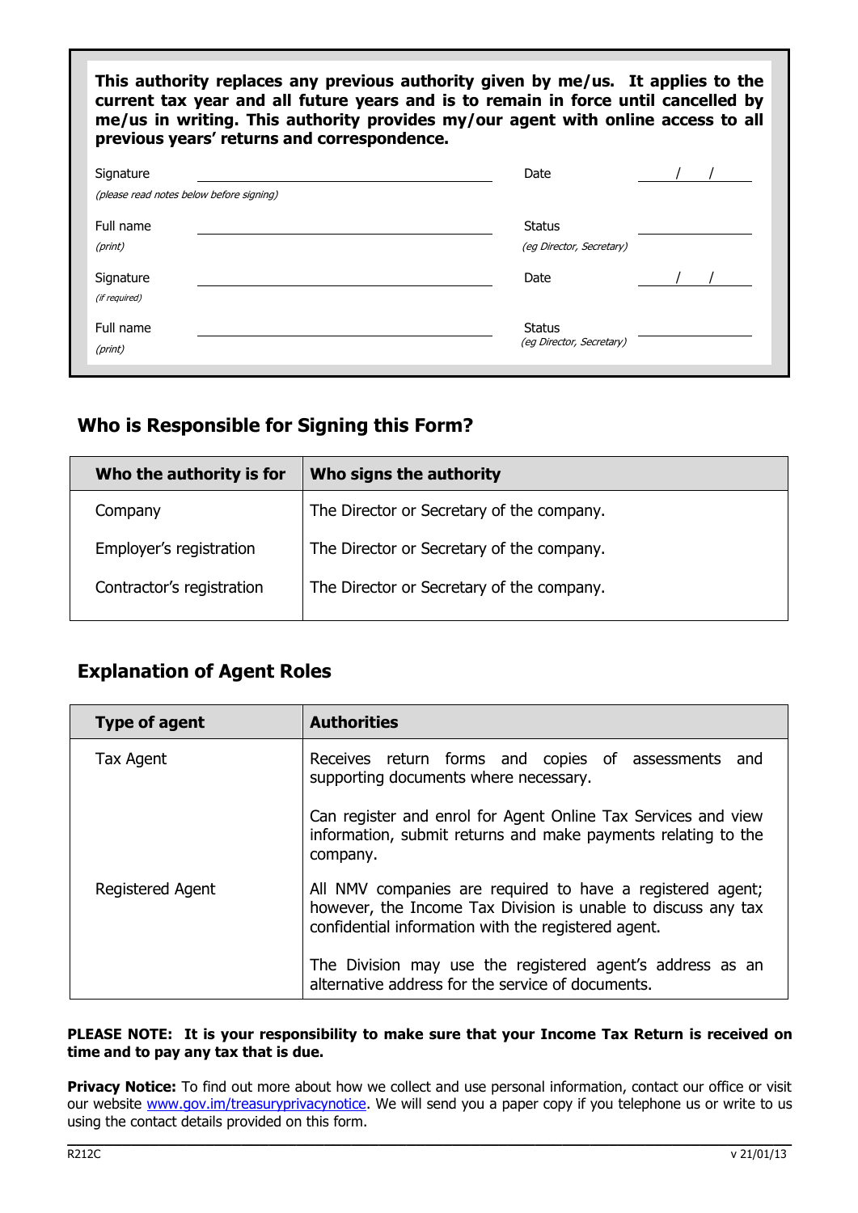**This authority replaces any previous authority given by me/us. It applies to the current tax year and all future years and is to remain in force until cancelled by me/us in writing. This authority provides my/our agent with online access to all previous years' returns and correspondence.**

Signature ______________________________ Date ___ / ___ / ___

*(please read notes below before signing)*

Full name ______________________________ Status ______________

*(print)* *(eg Director, Secretary)*

Signature ______________________________ Date ___ / ___ / ___

*(if required)*

Full name ______________________________ Status ______________

*(print)* *(eg Director, Secretary)*

## Who is Responsible for Signing this Form?

| Who the authority is for | Who signs the authority |
|---|---|
| Company | The Director or Secretary of the company. |
| Employer's registration | The Director or Secretary of the company. |
| Contractor's registration | The Director or Secretary of the company. |

## Explanation of Agent Roles

| Type of agent | Authorities |
|---|---|
| Tax Agent | Receives return forms and copies of assessments and supporting documents where necessary.<br><br>Can register and enrol for Agent Online Tax Services and view information, submit returns and make payments relating to the company. |
| Registered Agent | All NMV companies are required to have a registered agent; however, the Income Tax Division is unable to discuss any tax confidential information with the registered agent.<br><br>The Division may use the registered agent's address as an alternative address for the service of documents. |

**PLEASE NOTE: It is your responsibility to make sure that your Income Tax Return is received on time and to pay any tax that is due.**

**Privacy Notice:** To find out more about how we collect and use personal information, contact our office or visit our website www.gov.im/treasuryprivacynotice. We will send you a paper copy if you telephone us or write to us using the contact details provided on this form.

R212C v 21/01/13